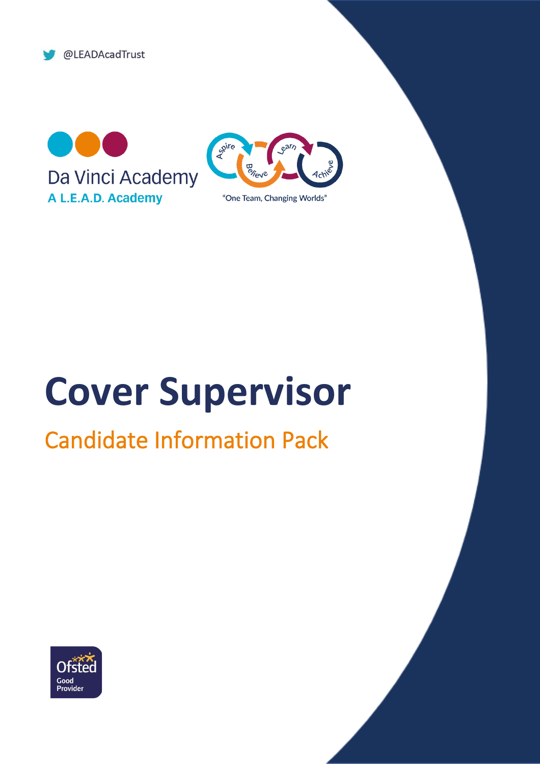@LEADAcadTrust

Da Vinci Academy
A L.E.A.D. Academy

Aspire Believe Learn Achieve

"One Team, Changing Worlds"

# Cover Supervisor

## Candidate Information Pack

Ofsted
Good
Provider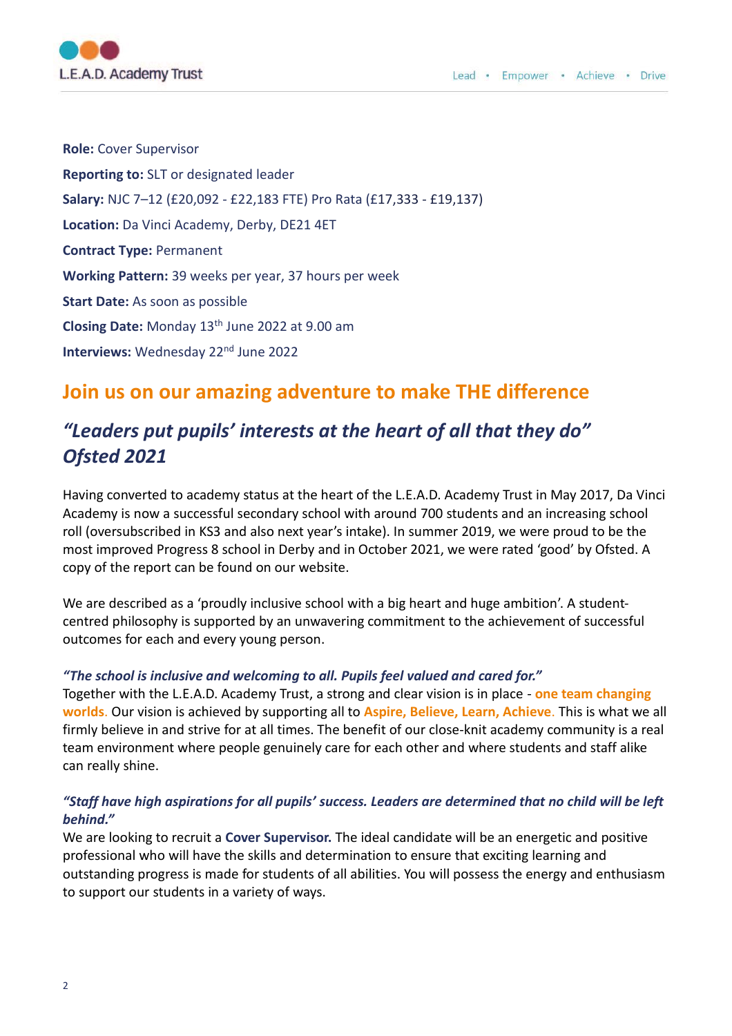**Role:** Cover Supervisor

**Reporting to:** SLT or designated leader

**Salary:** NJC 7–12 (£20,092 - £22,183 FTE) Pro Rata (£17,333 - £19,137)

**Location:** Da Vinci Academy, Derby, DE21 4ET

**Contract Type:** Permanent

**Working Pattern:** 39 weeks per year, 37 hours per week

**Start Date:** As soon as possible

**Closing Date:** Monday 13th June 2022 at 9.00 am

**Interviews:** Wednesday 22nd June 2022

## Join us on our amazing adventure to make THE difference

## *"Leaders put pupils' interests at the heart of all that they do" Ofsted 2021*

Having converted to academy status at the heart of the L.E.A.D. Academy Trust in May 2017, Da Vinci Academy is now a successful secondary school with around 700 students and an increasing school roll (oversubscribed in KS3 and also next year's intake). In summer 2019, we were proud to be the most improved Progress 8 school in Derby and in October 2021, we were rated 'good' by Ofsted. A copy of the report can be found on our website.

We are described as a 'proudly inclusive school with a big heart and huge ambition'. A student-centred philosophy is supported by an unwavering commitment to the achievement of successful outcomes for each and every young person.

***"The school is inclusive and welcoming to all. Pupils feel valued and cared for."***
Together with the L.E.A.D. Academy Trust, a strong and clear vision is in place - **one team changing worlds**. Our vision is achieved by supporting all to **Aspire, Believe, Learn, Achieve**. This is what we all firmly believe in and strive for at all times. The benefit of our close-knit academy community is a real team environment where people genuinely care for each other and where students and staff alike can really shine.

***"Staff have high aspirations for all pupils' success. Leaders are determined that no child will be left behind."***
We are looking to recruit a **Cover Supervisor.** The ideal candidate will be an energetic and positive professional who will have the skills and determination to ensure that exciting learning and outstanding progress is made for students of all abilities. You will possess the energy and enthusiasm to support our students in a variety of ways.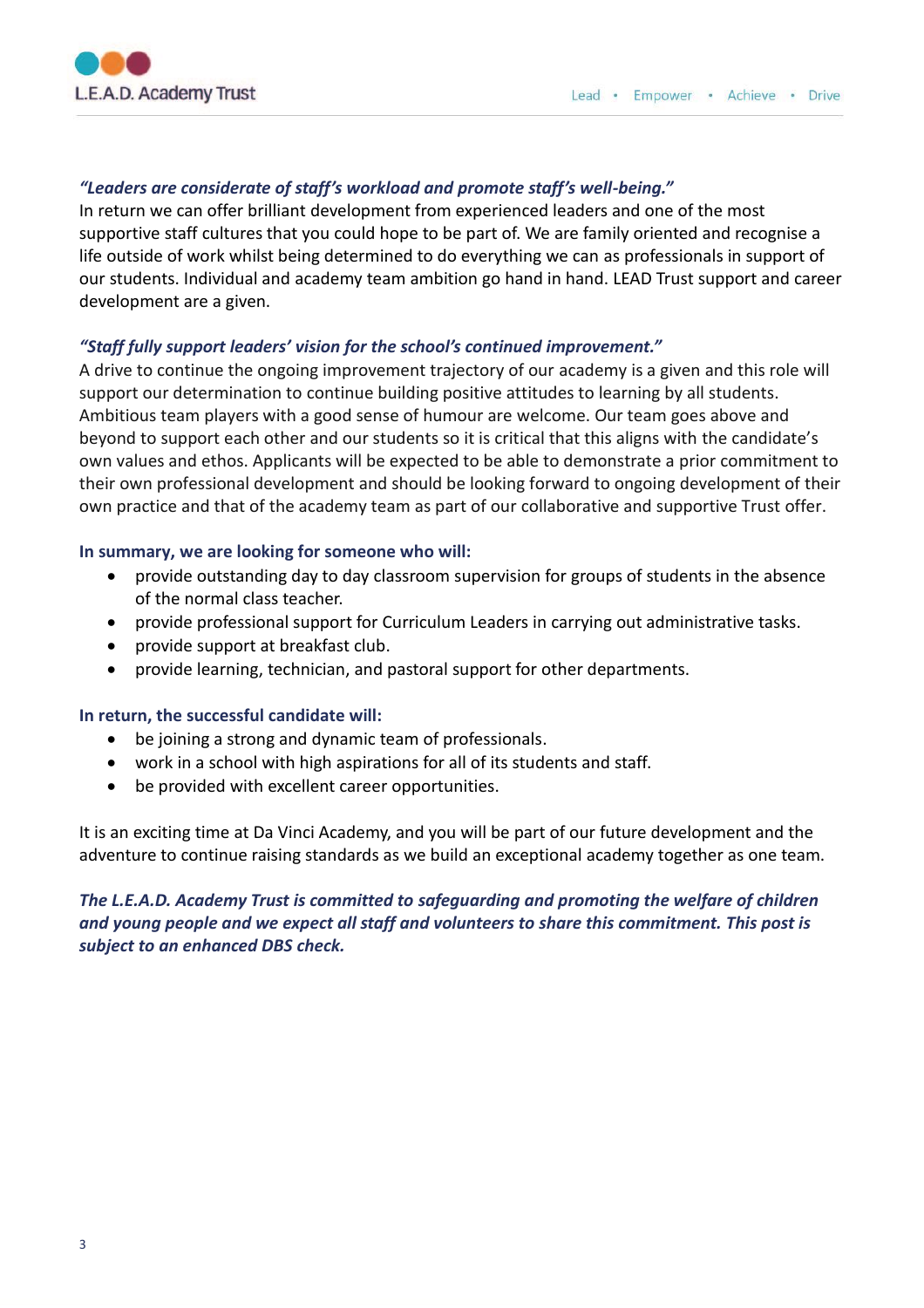***"Leaders are considerate of staff's workload and promote staff's well-being."***

In return we can offer brilliant development from experienced leaders and one of the most supportive staff cultures that you could hope to be part of. We are family oriented and recognise a life outside of work whilst being determined to do everything we can as professionals in support of our students. Individual and academy team ambition go hand in hand. LEAD Trust support and career development are a given.

***"Staff fully support leaders' vision for the school's continued improvement."***

A drive to continue the ongoing improvement trajectory of our academy is a given and this role will support our determination to continue building positive attitudes to learning by all students. Ambitious team players with a good sense of humour are welcome. Our team goes above and beyond to support each other and our students so it is critical that this aligns with the candidate's own values and ethos. Applicants will be expected to be able to demonstrate a prior commitment to their own professional development and should be looking forward to ongoing development of their own practice and that of the academy team as part of our collaborative and supportive Trust offer.

**In summary, we are looking for someone who will:**

- provide outstanding day to day classroom supervision for groups of students in the absence of the normal class teacher.
- provide professional support for Curriculum Leaders in carrying out administrative tasks.
- provide support at breakfast club.
- provide learning, technician, and pastoral support for other departments.

**In return, the successful candidate will:**

- be joining a strong and dynamic team of professionals.
- work in a school with high aspirations for all of its students and staff.
- be provided with excellent career opportunities.

It is an exciting time at Da Vinci Academy, and you will be part of our future development and the adventure to continue raising standards as we build an exceptional academy together as one team.

***The L.E.A.D. Academy Trust is committed to safeguarding and promoting the welfare of children and young people and we expect all staff and volunteers to share this commitment. This post is subject to an enhanced DBS check.***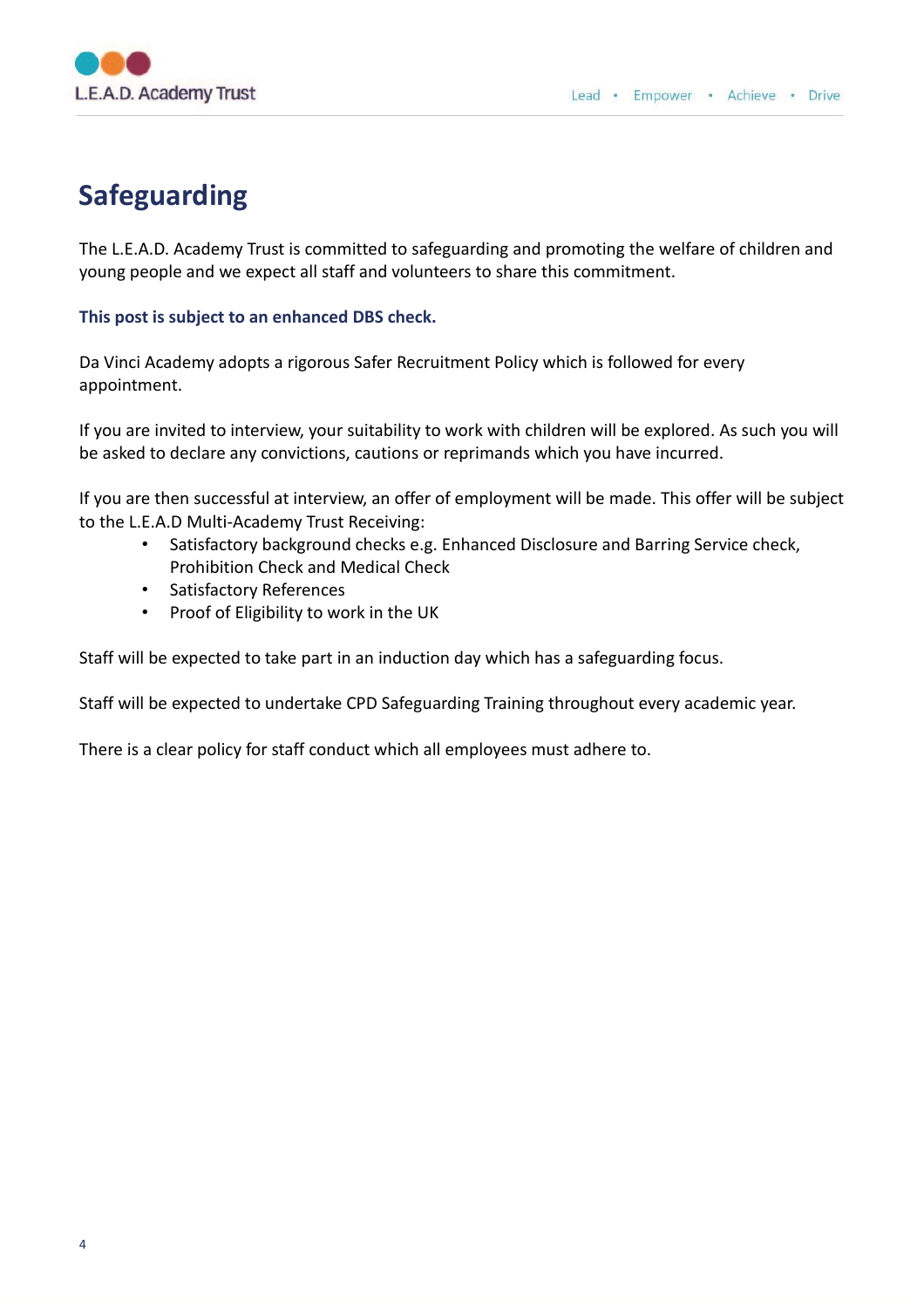# Safeguarding

The L.E.A.D. Academy Trust is committed to safeguarding and promoting the welfare of children and young people and we expect all staff and volunteers to share this commitment.

**This post is subject to an enhanced DBS check.**

Da Vinci Academy adopts a rigorous Safer Recruitment Policy which is followed for every appointment.

If you are invited to interview, your suitability to work with children will be explored. As such you will be asked to declare any convictions, cautions or reprimands which you have incurred.

If you are then successful at interview, an offer of employment will be made. This offer will be subject to the L.E.A.D Multi-Academy Trust Receiving:

- Satisfactory background checks e.g. Enhanced Disclosure and Barring Service check, Prohibition Check and Medical Check
- Satisfactory References
- Proof of Eligibility to work in the UK

Staff will be expected to take part in an induction day which has a safeguarding focus.

Staff will be expected to undertake CPD Safeguarding Training throughout every academic year.

There is a clear policy for staff conduct which all employees must adhere to.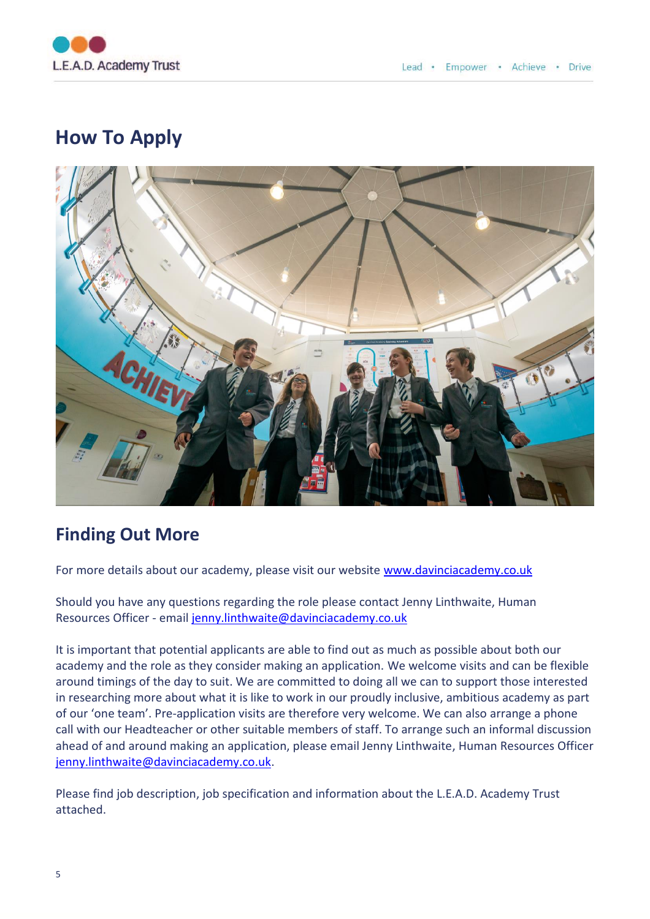## How To Apply

## Finding Out More

For more details about our academy, please visit our website [www.davinciacademy.co.uk](http://www.davinciacademy.co.uk)

Should you have any questions regarding the role please contact Jenny Linthwaite, Human Resources Officer - email [jenny.linthwaite@davinciacademy.co.uk](mailto:jenny.linthwaite@davinciacademy.co.uk)

It is important that potential applicants are able to find out as much as possible about both our academy and the role as they consider making an application. We welcome visits and can be flexible around timings of the day to suit. We are committed to doing all we can to support those interested in researching more about what it is like to work in our proudly inclusive, ambitious academy as part of our 'one team'. Pre-application visits are therefore very welcome. We can also arrange a phone call with our Headteacher or other suitable members of staff. To arrange such an informal discussion ahead of and around making an application, please email Jenny Linthwaite, Human Resources Officer [jenny.linthwaite@davinciacademy.co.uk](mailto:jenny.linthwaite@davinciacademy.co.uk).

Please find job description, job specification and information about the L.E.A.D. Academy Trust attached.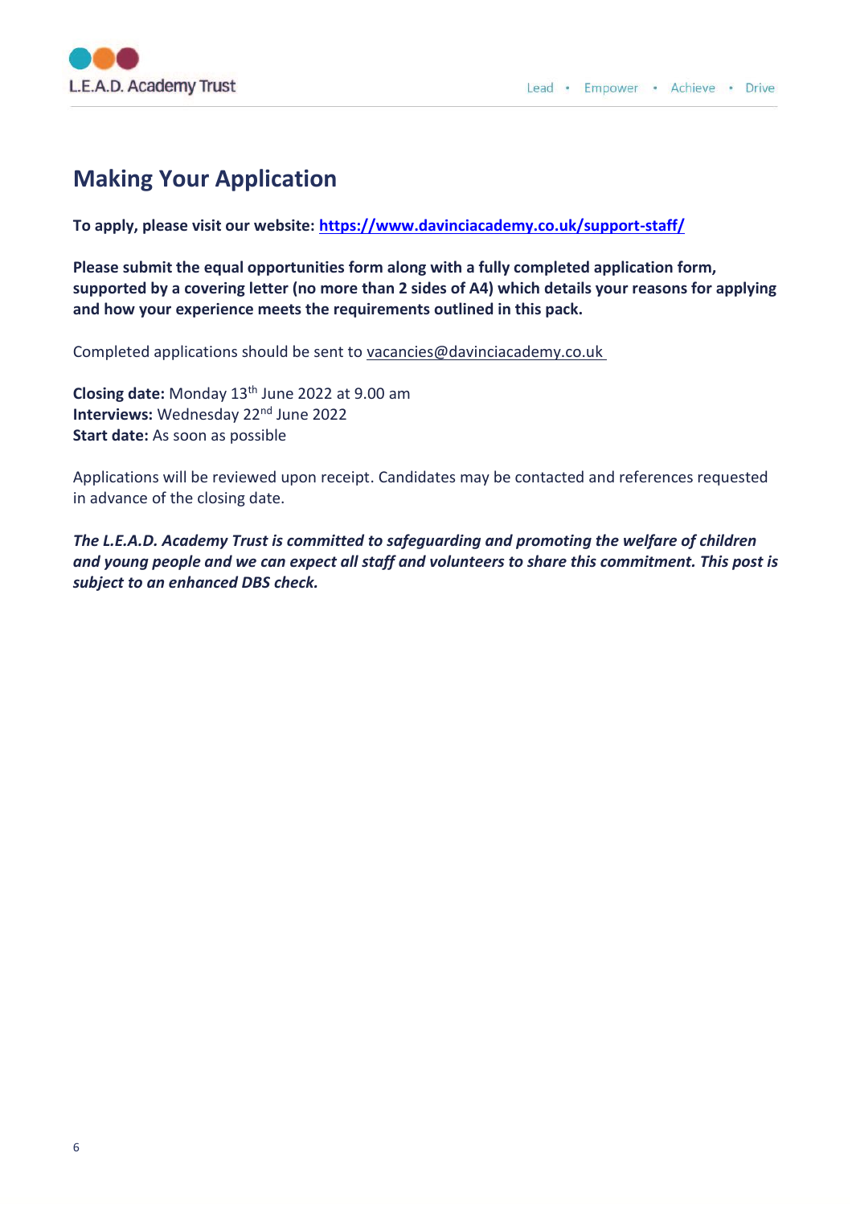## Making Your Application

**To apply, please visit our website: [https://www.davinciacademy.co.uk/support-staff/](https://www.davinciacademy.co.uk/support-staff/)**

**Please submit the equal opportunities form along with a fully completed application form, supported by a covering letter (no more than 2 sides of A4) which details your reasons for applying and how your experience meets the requirements outlined in this pack.**

Completed applications should be sent to vacancies@davinciacademy.co.uk

**Closing date:** Monday 13th June 2022 at 9.00 am
**Interviews:** Wednesday 22nd June 2022
**Start date:** As soon as possible

Applications will be reviewed upon receipt. Candidates may be contacted and references requested in advance of the closing date.

***The L.E.A.D. Academy Trust is committed to safeguarding and promoting the welfare of children and young people and we can expect all staff and volunteers to share this commitment. This post is subject to an enhanced DBS check.***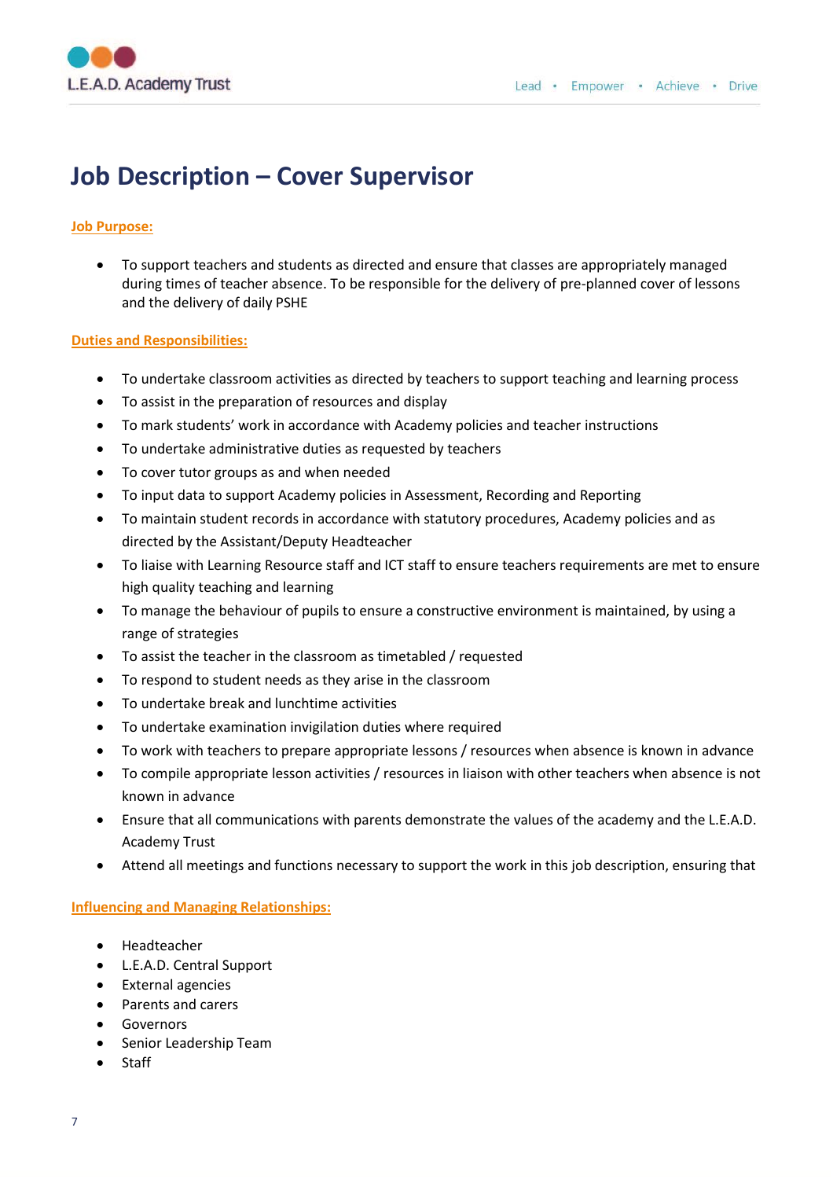# Job Description – Cover Supervisor

**Job Purpose:**

- To support teachers and students as directed and ensure that classes are appropriately managed during times of teacher absence. To be responsible for the delivery of pre-planned cover of lessons and the delivery of daily PSHE

**Duties and Responsibilities:**

- To undertake classroom activities as directed by teachers to support teaching and learning process
- To assist in the preparation of resources and display
- To mark students' work in accordance with Academy policies and teacher instructions
- To undertake administrative duties as requested by teachers
- To cover tutor groups as and when needed
- To input data to support Academy policies in Assessment, Recording and Reporting
- To maintain student records in accordance with statutory procedures, Academy policies and as directed by the Assistant/Deputy Headteacher
- To liaise with Learning Resource staff and ICT staff to ensure teachers requirements are met to ensure high quality teaching and learning
- To manage the behaviour of pupils to ensure a constructive environment is maintained, by using a range of strategies
- To assist the teacher in the classroom as timetabled / requested
- To respond to student needs as they arise in the classroom
- To undertake break and lunchtime activities
- To undertake examination invigilation duties where required
- To work with teachers to prepare appropriate lessons / resources when absence is known in advance
- To compile appropriate lesson activities / resources in liaison with other teachers when absence is not known in advance
- Ensure that all communications with parents demonstrate the values of the academy and the L.E.A.D. Academy Trust
- Attend all meetings and functions necessary to support the work in this job description, ensuring that

**Influencing and Managing Relationships:**

- Headteacher
- L.E.A.D. Central Support
- External agencies
- Parents and carers
- Governors
- Senior Leadership Team
- Staff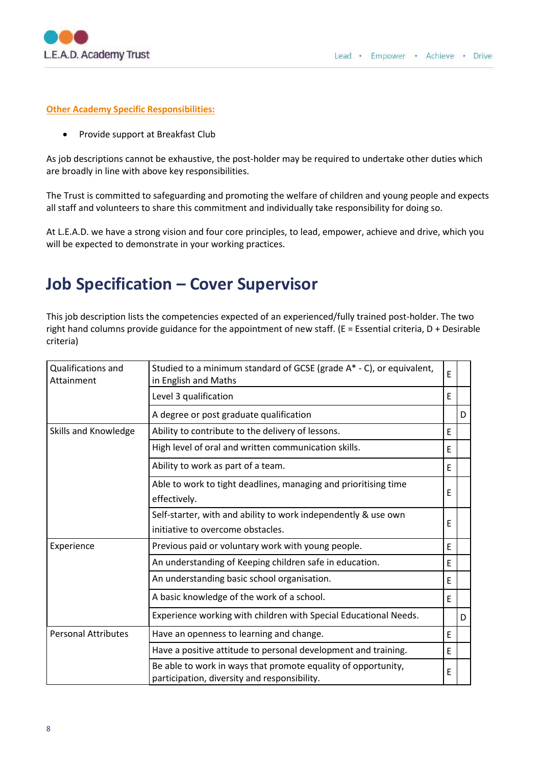**Other Academy Specific Responsibilities:**

- Provide support at Breakfast Club

As job descriptions cannot be exhaustive, the post-holder may be required to undertake other duties which are broadly in line with above key responsibilities.

The Trust is committed to safeguarding and promoting the welfare of children and young people and expects all staff and volunteers to share this commitment and individually take responsibility for doing so.

At L.E.A.D. we have a strong vision and four core principles, to lead, empower, achieve and drive, which you will be expected to demonstrate in your working practices.

# Job Specification – Cover Supervisor

This job description lists the competencies expected of an experienced/fully trained post-holder. The two right hand columns provide guidance for the appointment of new staff. (E = Essential criteria, D + Desirable criteria)

| | | E | D |
|---|---|---|---|
| Qualifications and Attainment | Studied to a minimum standard of GCSE (grade A* - C), or equivalent, in English and Maths | E | |
| | Level 3 qualification | E | |
| | A degree or post graduate qualification | | D |
| Skills and Knowledge | Ability to contribute to the delivery of lessons. | E | |
| | High level of oral and written communication skills. | E | |
| | Ability to work as part of a team. | E | |
| | Able to work to tight deadlines, managing and prioritising time effectively. | E | |
| | Self-starter, with and ability to work independently & use own initiative to overcome obstacles. | E | |
| Experience | Previous paid or voluntary work with young people. | E | |
| | An understanding of Keeping children safe in education. | E | |
| | An understanding basic school organisation. | E | |
| | A basic knowledge of the work of a school. | E | |
| | Experience working with children with Special Educational Needs. | | D |
| Personal Attributes | Have an openness to learning and change. | E | |
| | Have a positive attitude to personal development and training. | E | |
| | Be able to work in ways that promote equality of opportunity, participation, diversity and responsibility. | E | |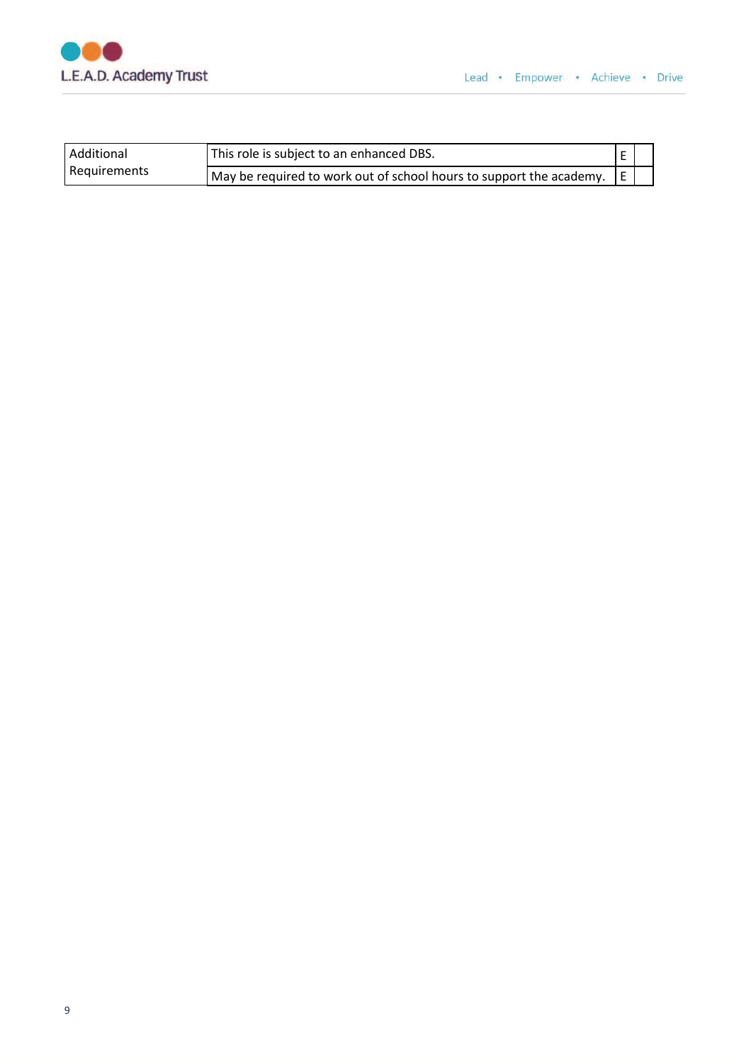| Additional Requirements | This role is subject to an enhanced DBS. | E | |
| --- | --- | --- | --- |
| | May be required to work out of school hours to support the academy. | E | |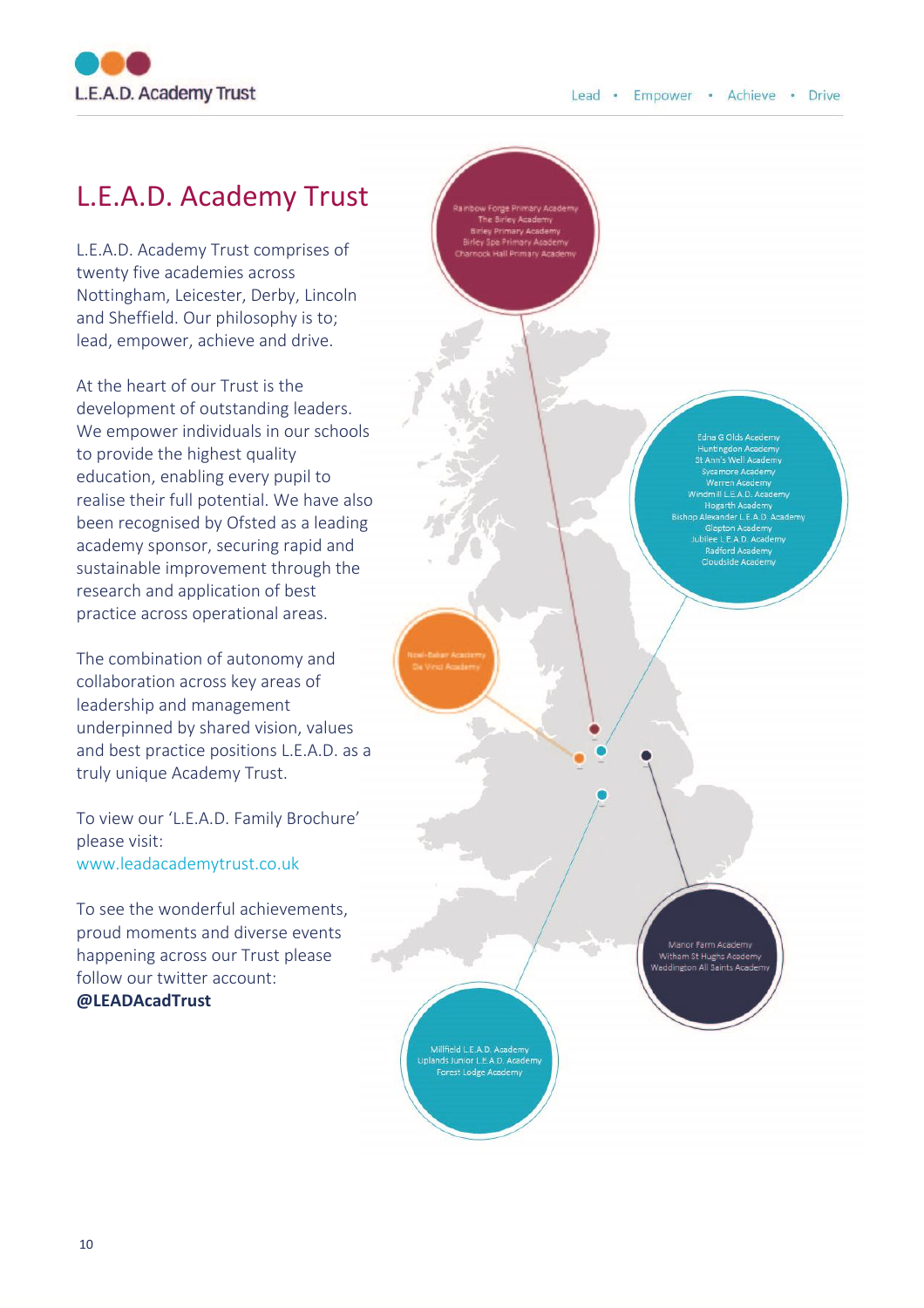# L.E.A.D. Academy Trust

L.E.A.D. Academy Trust comprises of twenty five academies across Nottingham, Leicester, Derby, Lincoln and Sheffield. Our philosophy is to; lead, empower, achieve and drive.

At the heart of our Trust is the development of outstanding leaders. We empower individuals in our schools to provide the highest quality education, enabling every pupil to realise their full potential. We have also been recognised by Ofsted as a leading academy sponsor, securing rapid and sustainable improvement through the research and application of best practice across operational areas.

The combination of autonomy and collaboration across key areas of leadership and management underpinned by shared vision, values and best practice positions L.E.A.D. as a truly unique Academy Trust.

To view our 'L.E.A.D. Family Brochure' please visit:
www.leadacademytrust.co.uk

To see the wonderful achievements, proud moments and diverse events happening across our Trust please follow our twitter account:
**@LEADAcadTrust**

Rainbow Forge Primary Academy
The Birley Academy
Birley Primary Academy
Birley Spa Primary Academy
Charnock Hall Primary Academy

Edna G Olds Academy
Huntingdon Academy
St Ann's Well Academy
Sycamore Academy
Warren Academy
Windmill L.E.A.D. Academy
Hogarth Academy
Bishop Alexander L.E.A.D. Academy
Glapton Academy
Jubilee L.E.A.D. Academy
Radford Academy
Cloudside Academy

Noel-Baker Academy
Da Vinci Academy

Manor Farm Academy
Witham St Hughs Academy
Waddington All Saints Academy

Millfield L.E.A.D. Academy
Uplands Junior L.E.A.D. Academy
Forest Lodge Academy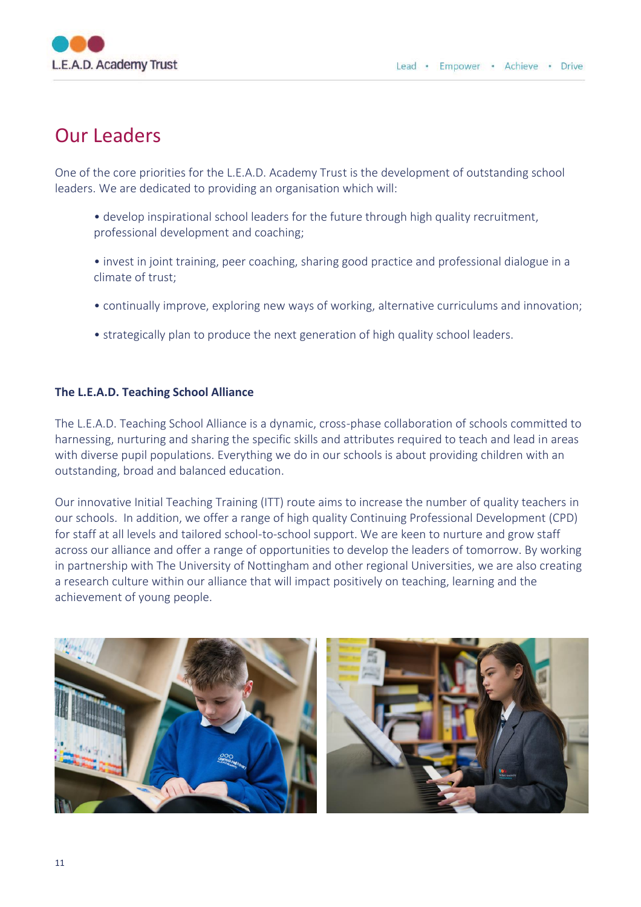# Our Leaders

One of the core priorities for the L.E.A.D. Academy Trust is the development of outstanding school leaders. We are dedicated to providing an organisation which will:

- develop inspirational school leaders for the future through high quality recruitment, professional development and coaching;
- invest in joint training, peer coaching, sharing good practice and professional dialogue in a climate of trust;
- continually improve, exploring new ways of working, alternative curriculums and innovation;
- strategically plan to produce the next generation of high quality school leaders.

**The L.E.A.D. Teaching School Alliance**

The L.E.A.D. Teaching School Alliance is a dynamic, cross-phase collaboration of schools committed to harnessing, nurturing and sharing the specific skills and attributes required to teach and lead in areas with diverse pupil populations. Everything we do in our schools is about providing children with an outstanding, broad and balanced education.

Our innovative Initial Teaching Training (ITT) route aims to increase the number of quality teachers in our schools. In addition, we offer a range of high quality Continuing Professional Development (CPD) for staff at all levels and tailored school-to-school support. We are keen to nurture and grow staff across our alliance and offer a range of opportunities to develop the leaders of tomorrow. By working in partnership with The University of Nottingham and other regional Universities, we are also creating a research culture within our alliance that will impact positively on teaching, learning and the achievement of young people.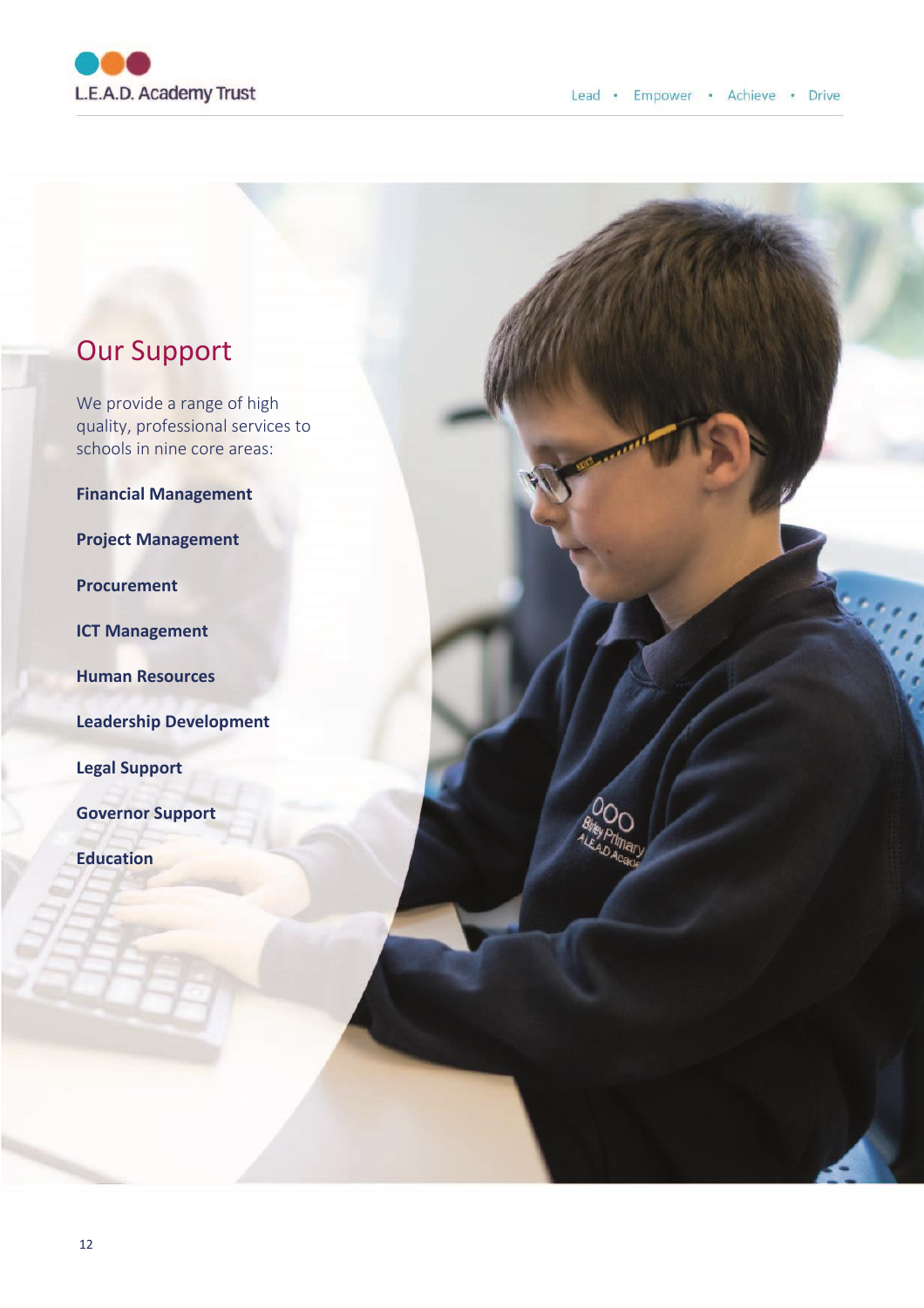## Our Support

We provide a range of high quality, professional services to schools in nine core areas:

**Financial Management**

**Project Management**

**Procurement**

**ICT Management**

**Human Resources**

**Leadership Development**

**Legal Support**

**Governor Support**

**Education**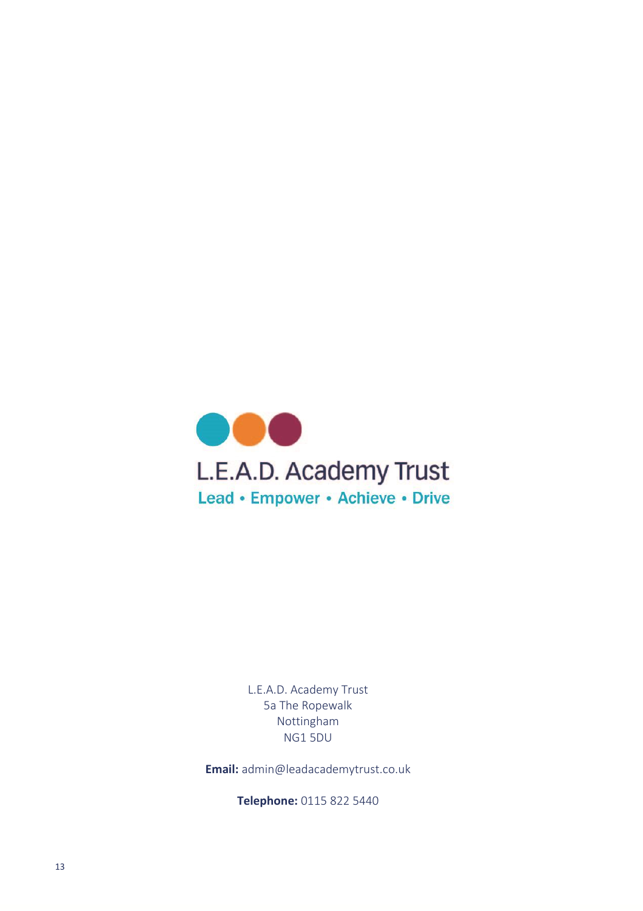L.E.A.D. Academy Trust

Lead • Empower • Achieve • Drive

L.E.A.D. Academy Trust
5a The Ropewalk
Nottingham
NG1 5DU

**Email:** admin@leadacademytrust.co.uk

**Telephone:** 0115 822 5440